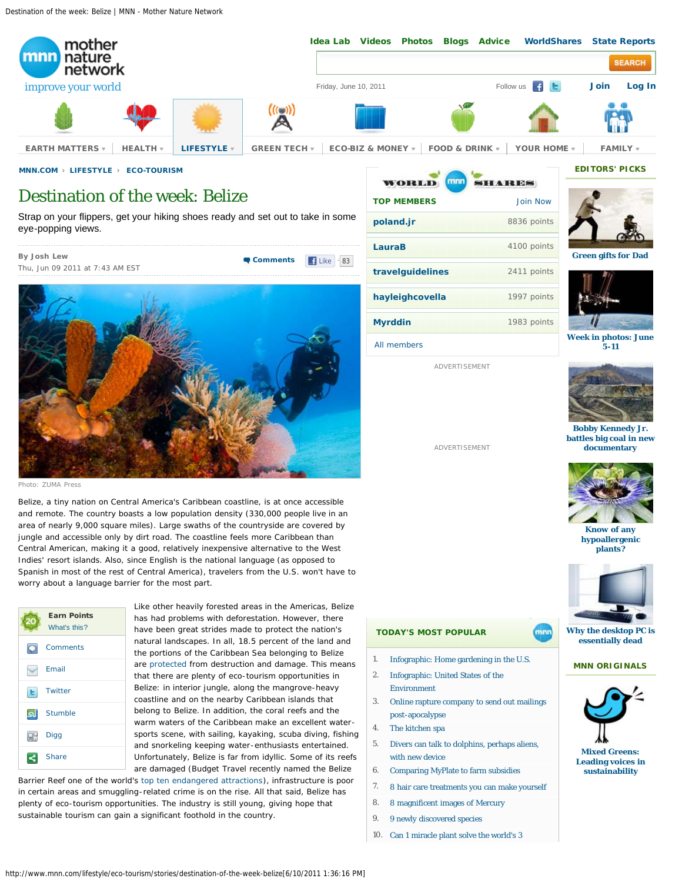MNN.COM › LIFESTYLE › ECO-TOURISM

# Destination of the week: Belize

Strap on your flippers, get your hiking shoes ready and set out to take in some eye-popping views.

By Josh Lew
Thu, Jun 09 2011 at 7:43 AM EST

Photo: ZUMA Press

Belize, a tiny nation on Central America's Caribbean coastline, is at once accessible and remote. The country boasts a low population density (330,000 people live in an area of nearly 9,000 square miles). Large swaths of the countryside are covered by jungle and accessible only by dirt road. The coastline feels more Caribbean than Central American, making it a good, relatively inexpensive alternative to the West Indies' resort islands. Also, since English is the national language (as opposed to Spanish in most of the rest of Central America), travelers from the U.S. won't have to worry about a language barrier for the most part.

Like other heavily forested areas in the Americas, Belize has had problems with deforestation. However, there have been great strides made to protect the nation's natural landscapes. In all, 18.5 percent of the land and the portions of the Caribbean Sea belonging to Belize are protected from destruction and damage. This means that there are plenty of eco-tourism opportunities in Belize: in interior jungle, along the mangrove-heavy coastline and on the nearby Caribbean islands that belong to Belize. In addition, the coral reefs and the warm waters of the Caribbean make an excellent water-sports scene, with sailing, kayaking, scuba diving, fishing and snorkeling keeping water-enthusiasts entertained. Unfortunately, Belize is far from idyllic. Some of its reefs are damaged (Budget Travel recently named the Belize Barrier Reef one of the world's top ten endangered attractions), infrastructure is poor in certain areas and smuggling-related crime is on the rise. All that said, Belize has plenty of eco-tourism opportunities. The industry is still young, giving hope that sustainable tourism can gain a significant foothold in the country.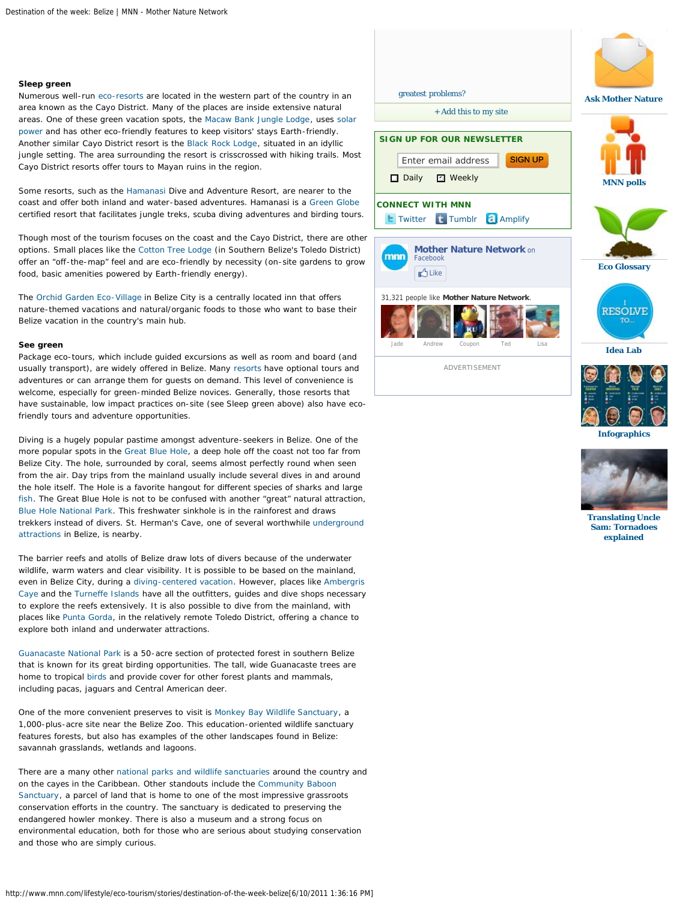**Sleep green**

Numerous well-run eco-resorts are located in the western part of the country in an area known as the Cayo District. Many of the places are inside extensive natural areas. One of these green vacation spots, the Macaw Bank Jungle Lodge, uses solar power and has other eco-friendly features to keep visitors' stays Earth-friendly. Another similar Cayo District resort is the Black Rock Lodge, situated in an idyllic jungle setting. The area surrounding the resort is crisscrossed with hiking trails. Most Cayo District resorts offer tours to Mayan ruins in the region.

Some resorts, such as the Hamanasi Dive and Adventure Resort, are nearer to the coast and offer both inland and water-based adventures. Hamanasi is a Green Globe certified resort that facilitates jungle treks, scuba diving adventures and birding tours.

Though most of the tourism focuses on the coast and the Cayo District, there are other options. Small places like the Cotton Tree Lodge (in Southern Belize's Toledo District) offer an "off-the-map" feel and are eco-friendly by necessity (on-site gardens to grow food, basic amenities powered by Earth-friendly energy).

The Orchid Garden Eco-Village in Belize City is a centrally located inn that offers nature-themed vacations and natural/organic foods to those who want to base their Belize vacation in the country's main hub.

**See green**

Package eco-tours, which include guided excursions as well as room and board (and usually transport), are widely offered in Belize. Many resorts have optional tours and adventures or can arrange them for guests on demand. This level of convenience is welcome, especially for green-minded Belize novices. Generally, those resorts that have sustainable, low impact practices on-site (see Sleep green above) also have eco-friendly tours and adventure opportunities.

Diving is a hugely popular pastime amongst adventure-seekers in Belize. One of the more popular spots in the Great Blue Hole, a deep hole off the coast not too far from Belize City. The hole, surrounded by coral, seems almost perfectly round when seen from the air. Day trips from the mainland usually include several dives in and around the hole itself. The Hole is a favorite hangout for different species of sharks and large fish. The Great Blue Hole is not to be confused with another "great" natural attraction, Blue Hole National Park. This freshwater sinkhole is in the rainforest and draws trekkers instead of divers. St. Herman's Cave, one of several worthwhile underground attractions in Belize, is nearby.

The barrier reefs and atolls of Belize draw lots of divers because of the underwater wildlife, warm waters and clear visibility. It is possible to be based on the mainland, even in Belize City, during a diving-centered vacation. However, places like Ambergris Caye and the Turneffe Islands have all the outfitters, guides and dive shops necessary to explore the reefs extensively. It is also possible to dive from the mainland, with places like Punta Gorda, in the relatively remote Toledo District, offering a chance to explore both inland and underwater attractions.

Guanacaste National Park is a 50-acre section of protected forest in southern Belize that is known for its great birding opportunities. The tall, wide Guanacaste trees are home to tropical birds and provide cover for other forest plants and mammals, including pacas, jaguars and Central American deer.

One of the more convenient preserves to visit is Monkey Bay Wildlife Sanctuary, a 1,000-plus-acre site near the Belize Zoo. This education-oriented wildlife sanctuary features forests, but also has examples of the other landscapes found in Belize: savannah grasslands, wetlands and lagoons.

There are a many other national parks and wildlife sanctuaries around the country and on the cayes in the Caribbean. Other standouts include the Community Baboon Sanctuary, a parcel of land that is home to one of the most impressive grassroots conservation efforts in the country. The sanctuary is dedicated to preserving the endangered howler monkey. There is also a museum and a strong focus on environmental education, both for those who are serious about studying conservation and those who are simply curious.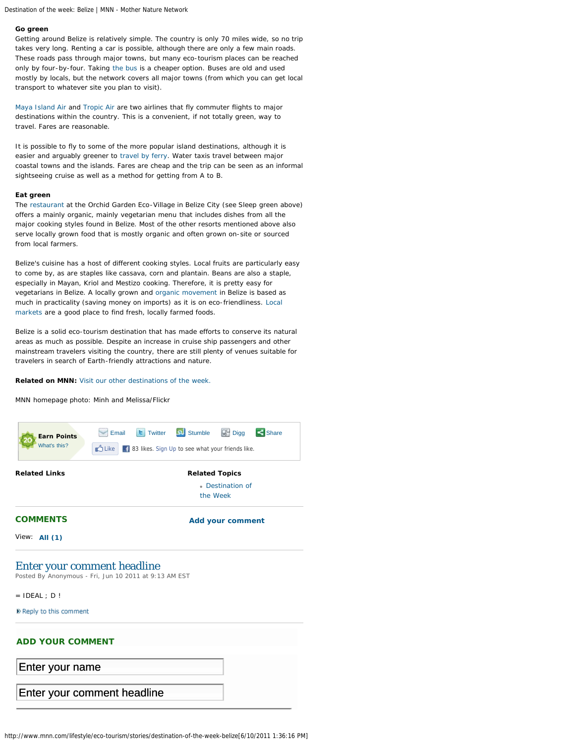**Go green**

Getting around Belize is relatively simple. The country is only 70 miles wide, so no trip takes very long. Renting a car is possible, although there are only a few main roads. These roads pass through major towns, but many eco-tourism places can be reached only by four-by-four. Taking the bus is a cheaper option. Buses are old and used mostly by locals, but the network covers all major towns (from which you can get local transport to whatever site you plan to visit).

Maya Island Air and Tropic Air are two airlines that fly commuter flights to major destinations within the country. This is a convenient, if not totally green, way to travel. Fares are reasonable.

It is possible to fly to some of the more popular island destinations, although it is easier and arguably greener to travel by ferry. Water taxis travel between major coastal towns and the islands. Fares are cheap and the trip can be seen as an informal sightseeing cruise as well as a method for getting from A to B.

**Eat green**

The restaurant at the Orchid Garden Eco-Village in Belize City (see Sleep green above) offers a mainly organic, mainly vegetarian menu that includes dishes from all the major cooking styles found in Belize. Most of the other resorts mentioned above also serve locally grown food that is mostly organic and often grown on-site or sourced from local farmers.

Belize's cuisine has a host of different cooking styles. Local fruits are particularly easy to come by, as are staples like cassava, corn and plantain. Beans are also a staple, especially in Mayan, Kriol and Mestizo cooking. Therefore, it is pretty easy for vegetarians in Belize. A locally grown and organic movement in Belize is based as much in practicality (saving money on imports) as it is on eco-friendliness. Local markets are a good place to find fresh, locally farmed foods.

Belize is a solid eco-tourism destination that has made efforts to conserve its natural areas as much as possible. Despite an increase in cruise ship passengers and other mainstream travelers visiting the country, there are still plenty of venues suitable for travelers in search of Earth-friendly attractions and nature.

**Related on MNN:** Visit our other destinations of the week.

MNN homepage photo: Minh and Melissa/Flickr

Earn Points
What's this?

Email Twitter Stumble Digg Share

Like 83 likes. Sign Up to see what your friends like.

**Related Links**

**Related Topics**

- Destination of the Week

## COMMENTS

Add your comment

View: All (1)

### Enter your comment headline

Posted By Anonymous - Fri, Jun 10 2011 at 9:13 AM EST

= IDEAL ; D !

Reply to this comment

## ADD YOUR COMMENT

Enter your name

Enter your comment headline